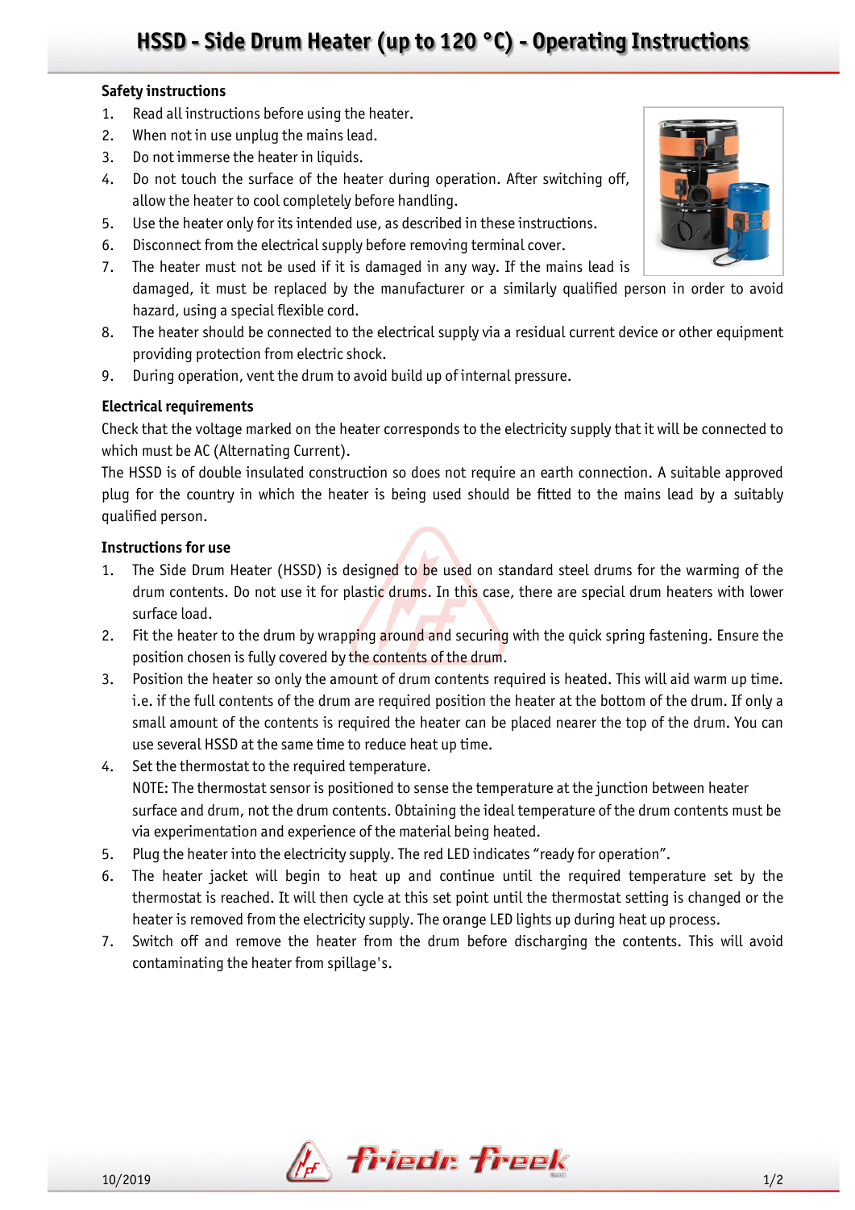# HSSD - Side Drum Heater (up to 120 °C) - Operating Instructions

## Safety instructions

1. Read all instructions before using the heater.
2. When not in use unplug the mains lead.
3. Do not immerse the heater in liquids.
4. Do not touch the surface of the heater during operation. After switching off, allow the heater to cool completely before handling.
5. Use the heater only for its intended use, as described in these instructions.
6. Disconnect from the electrical supply before removing terminal cover.
7. The heater must not be used if it is damaged in any way. If the mains lead is damaged, it must be replaced by the manufacturer or a similarly qualified person in order to avoid hazard, using a special flexible cord.
8. The heater should be connected to the electrical supply via a residual current device or other equipment providing protection from electric shock.
9. During operation, vent the drum to avoid build up of internal pressure.

## Electrical requirements

Check that the voltage marked on the heater corresponds to the electricity supply that it will be connected to which must be AC (Alternating Current).

The HSSD is of double insulated construction so does not require an earth connection. A suitable approved plug for the country in which the heater is being used should be fitted to the mains lead by a suitably qualified person.

## Instructions for use

1. The Side Drum Heater (HSSD) is designed to be used on standard steel drums for the warming of the drum contents. Do not use it for plastic drums. In this case, there are special drum heaters with lower surface load.
2. Fit the heater to the drum by wrapping around and securing with the quick spring fastening. Ensure the position chosen is fully covered by the contents of the drum.
3. Position the heater so only the amount of drum contents required is heated. This will aid warm up time. i.e. if the full contents of the drum are required position the heater at the bottom of the drum. If only a small amount of the contents is required the heater can be placed nearer the top of the drum. You can use several HSSD at the same time to reduce heat up time.
4. Set the thermostat to the required temperature.
   NOTE: The thermostat sensor is positioned to sense the temperature at the junction between heater surface and drum, not the drum contents. Obtaining the ideal temperature of the drum contents must be via experimentation and experience of the material being heated.
5. Plug the heater into the electricity supply. The red LED indicates "ready for operation".
6. The heater jacket will begin to heat up and continue until the required temperature set by the thermostat is reached. It will then cycle at this set point until the thermostat setting is changed or the heater is removed from the electricity supply. The orange LED lights up during heat up process.
7. Switch off and remove the heater from the drum before discharging the contents. This will avoid contaminating the heater from spillage's.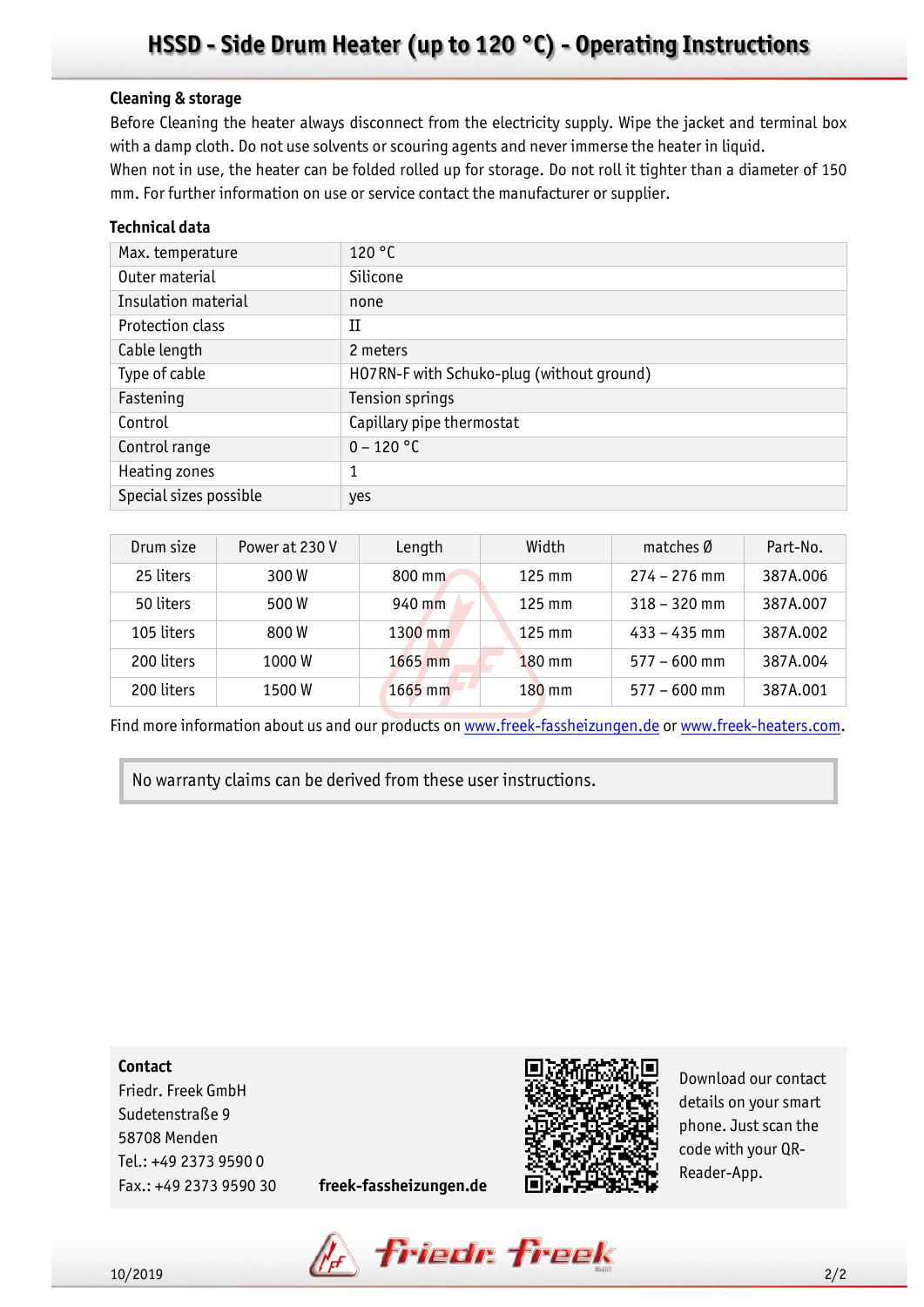## Cleaning & storage

Before Cleaning the heater always disconnect from the electricity supply. Wipe the jacket and terminal box with a damp cloth. Do not use solvents or scouring agents and never immerse the heater in liquid.
When not in use, the heater can be folded rolled up for storage. Do not roll it tighter than a diameter of 150 mm. For further information on use or service contact the manufacturer or supplier.

## Technical data

| | |
|---|---|
| Max. temperature | 120 °C |
| Outer material | Silicone |
| Insulation material | none |
| Protection class | II |
| Cable length | 2 meters |
| Type of cable | H07RN-F with Schuko-plug (without ground) |
| Fastening | Tension springs |
| Control | Capillary pipe thermostat |
| Control range | 0 – 120 °C |
| Heating zones | 1 |
| Special sizes possible | yes |

| Drum size | Power at 230 V | Length | Width | matches Ø | Part-No. |
|---|---|---|---|---|---|
| 25 liters | 300 W | 800 mm | 125 mm | 274 – 276 mm | 387A.006 |
| 50 liters | 500 W | 940 mm | 125 mm | 318 – 320 mm | 387A.007 |
| 105 liters | 800 W | 1300 mm | 125 mm | 433 – 435 mm | 387A.002 |
| 200 liters | 1000 W | 1665 mm | 180 mm | 577 – 600 mm | 387A.004 |
| 200 liters | 1500 W | 1665 mm | 180 mm | 577 – 600 mm | 387A.001 |

Find more information about us and our products on www.freek-fassheizungen.de or www.freek-heaters.com.

No warranty claims can be derived from these user instructions.

**Contact**
Friedr. Freek GmbH
Sudetenstraße 9
58708 Menden
Tel.: +49 2373 9590 0
Fax.: +49 2373 9590 30

**freek-fassheizungen.de**

Download our contact details on your smart phone. Just scan the code with your QR-Reader-App.

10/2019